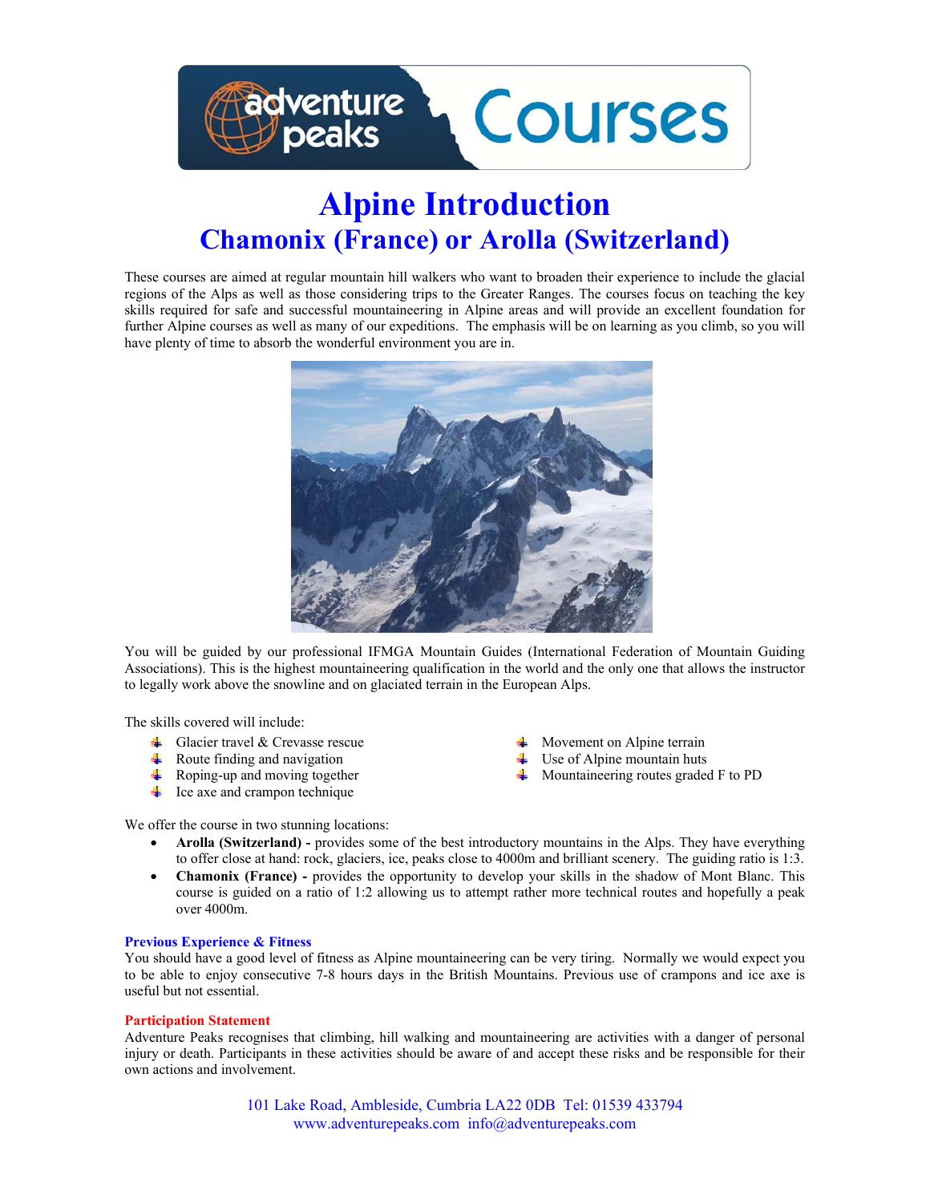# Alpine Introduction

## Chamonix (France) or Arolla (Switzerland)

These courses are aimed at regular mountain hill walkers who want to broaden their experience to include the glacial regions of the Alps as well as those considering trips to the Greater Ranges. The courses focus on teaching the key skills required for safe and successful mountaineering in Alpine areas and will provide an excellent foundation for further Alpine courses as well as many of our expeditions. The emphasis will be on learning as you climb, so you will have plenty of time to absorb the wonderful environment you are in.

You will be guided by our professional IFMGA Mountain Guides (International Federation of Mountain Guiding Associations). This is the highest mountaineering qualification in the world and the only one that allows the instructor to legally work above the snowline and on glaciated terrain in the European Alps.

The skills covered will include:

- Glacier travel & Crevasse rescue
- Route finding and navigation
- Roping-up and moving together
- Ice axe and crampon technique
- Movement on Alpine terrain
- Use of Alpine mountain huts
- Mountaineering routes graded F to PD

We offer the course in two stunning locations:

- **Arolla (Switzerland) -** provides some of the best introductory mountains in the Alps. They have everything to offer close at hand: rock, glaciers, ice, peaks close to 4000m and brilliant scenery. The guiding ratio is 1:3.
- **Chamonix (France) -** provides the opportunity to develop your skills in the shadow of Mont Blanc. This course is guided on a ratio of 1:2 allowing us to attempt rather more technical routes and hopefully a peak over 4000m.

#### Previous Experience & Fitness

You should have a good level of fitness as Alpine mountaineering can be very tiring. Normally we would expect you to be able to enjoy consecutive 7-8 hours days in the British Mountains. Previous use of crampons and ice axe is useful but not essential.

#### Participation Statement

Adventure Peaks recognises that climbing, hill walking and mountaineering are activities with a danger of personal injury or death. Participants in these activities should be aware of and accept these risks and be responsible for their own actions and involvement.

101 Lake Road, Ambleside, Cumbria LA22 0DB Tel: 01539 433794
www.adventurepeaks.com info@adventurepeaks.com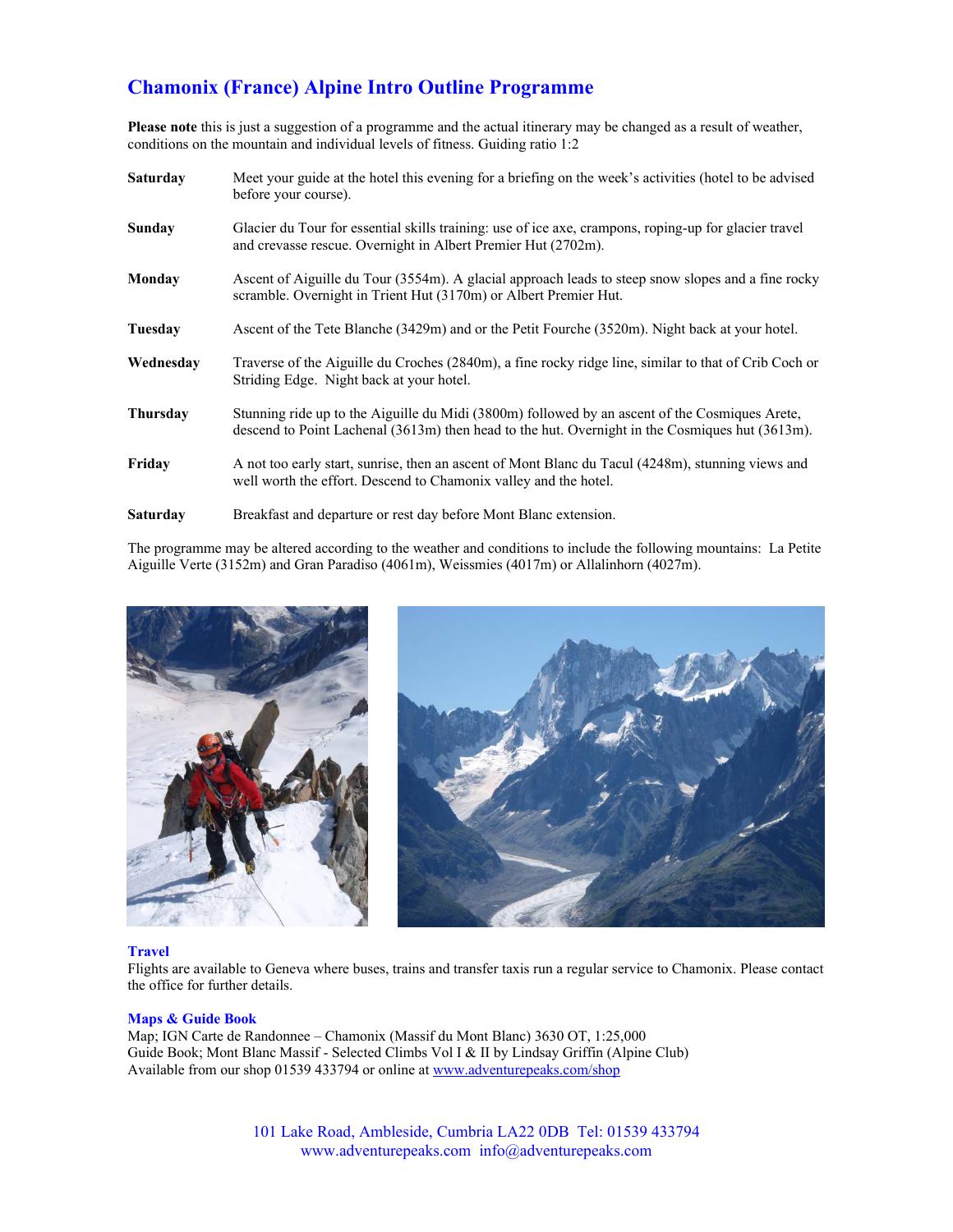# Chamonix (France) Alpine Intro Outline Programme

**Please note** this is just a suggestion of a programme and the actual itinerary may be changed as a result of weather, conditions on the mountain and individual levels of fitness. Guiding ratio 1:2

**Saturday** Meet your guide at the hotel this evening for a briefing on the week's activities (hotel to be advised before your course).

**Sunday** Glacier du Tour for essential skills training: use of ice axe, crampons, roping-up for glacier travel and crevasse rescue. Overnight in Albert Premier Hut (2702m).

**Monday** Ascent of Aiguille du Tour (3554m). A glacial approach leads to steep snow slopes and a fine rocky scramble. Overnight in Trient Hut (3170m) or Albert Premier Hut.

**Tuesday** Ascent of the Tete Blanche (3429m) and or the Petit Fourche (3520m). Night back at your hotel.

**Wednesday** Traverse of the Aiguille du Croches (2840m), a fine rocky ridge line, similar to that of Crib Coch or Striding Edge. Night back at your hotel.

**Thursday** Stunning ride up to the Aiguille du Midi (3800m) followed by an ascent of the Cosmiques Arete, descend to Point Lachenal (3613m) then head to the hut. Overnight in the Cosmiques hut (3613m).

**Friday** A not too early start, sunrise, then an ascent of Mont Blanc du Tacul (4248m), stunning views and well worth the effort. Descend to Chamonix valley and the hotel.

**Saturday** Breakfast and departure or rest day before Mont Blanc extension.

The programme may be altered according to the weather and conditions to include the following mountains: La Petite Aiguille Verte (3152m) and Gran Paradiso (4061m), Weissmies (4017m) or Allalinhorn (4027m).

## Travel

Flights are available to Geneva where buses, trains and transfer taxis run a regular service to Chamonix. Please contact the office for further details.

## Maps & Guide Book

Map; IGN Carte de Randonnee – Chamonix (Massif du Mont Blanc) 3630 OT, 1:25,000
Guide Book; Mont Blanc Massif - Selected Climbs Vol I & II by Lindsay Griffin (Alpine Club)
Available from our shop 01539 433794 or online at www.adventurepeaks.com/shop

101 Lake Road, Ambleside, Cumbria LA22 0DB Tel: 01539 433794
www.adventurepeaks.com info@adventurepeaks.com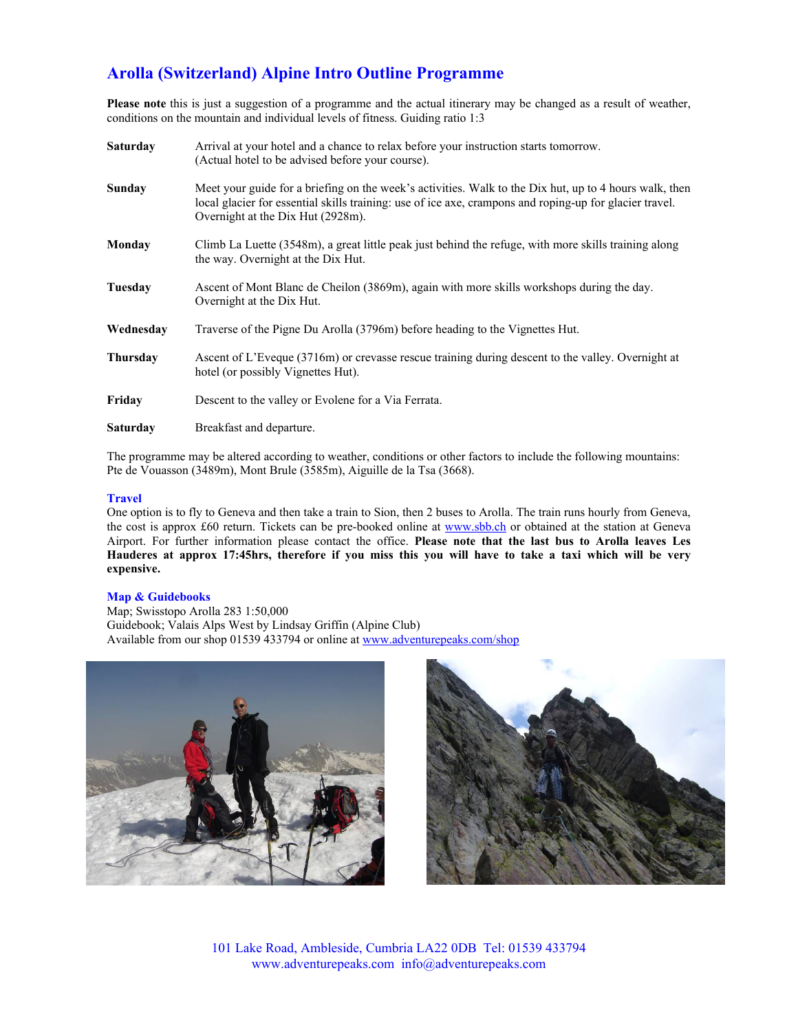# Arolla (Switzerland) Alpine Intro Outline Programme

**Please note** this is just a suggestion of a programme and the actual itinerary may be changed as a result of weather, conditions on the mountain and individual levels of fitness. Guiding ratio 1:3

| | |
|---|---|
| **Saturday** | Arrival at your hotel and a chance to relax before your instruction starts tomorrow. (Actual hotel to be advised before your course). |
| **Sunday** | Meet your guide for a briefing on the week's activities. Walk to the Dix hut, up to 4 hours walk, then local glacier for essential skills training: use of ice axe, crampons and roping-up for glacier travel. Overnight at the Dix Hut (2928m). |
| **Monday** | Climb La Luette (3548m), a great little peak just behind the refuge, with more skills training along the way. Overnight at the Dix Hut. |
| **Tuesday** | Ascent of Mont Blanc de Cheilon (3869m), again with more skills workshops during the day. Overnight at the Dix Hut. |
| **Wednesday** | Traverse of the Pigne Du Arolla (3796m) before heading to the Vignettes Hut. |
| **Thursday** | Ascent of L'Eveque (3716m) or crevasse rescue training during descent to the valley. Overnight at hotel (or possibly Vignettes Hut). |
| **Friday** | Descent to the valley or Evolene for a Via Ferrata. |
| **Saturday** | Breakfast and departure. |

The programme may be altered according to weather, conditions or other factors to include the following mountains: Pte de Vouasson (3489m), Mont Brule (3585m), Aiguille de la Tsa (3668).

## Travel

One option is to fly to Geneva and then take a train to Sion, then 2 buses to Arolla. The train runs hourly from Geneva, the cost is approx £60 return. Tickets can be pre-booked online at www.sbb.ch or obtained at the station at Geneva Airport. For further information please contact the office. **Please note that the last bus to Arolla leaves Les Hauderes at approx 17:45hrs, therefore if you miss this you will have to take a taxi which will be very expensive.**

## Map & Guidebooks

Map; Swisstopo Arolla 283 1:50,000
Guidebook; Valais Alps West by Lindsay Griffin (Alpine Club)
Available from our shop 01539 433794 or online at www.adventurepeaks.com/shop

101 Lake Road, Ambleside, Cumbria LA22 0DB Tel: 01539 433794
www.adventurepeaks.com info@adventurepeaks.com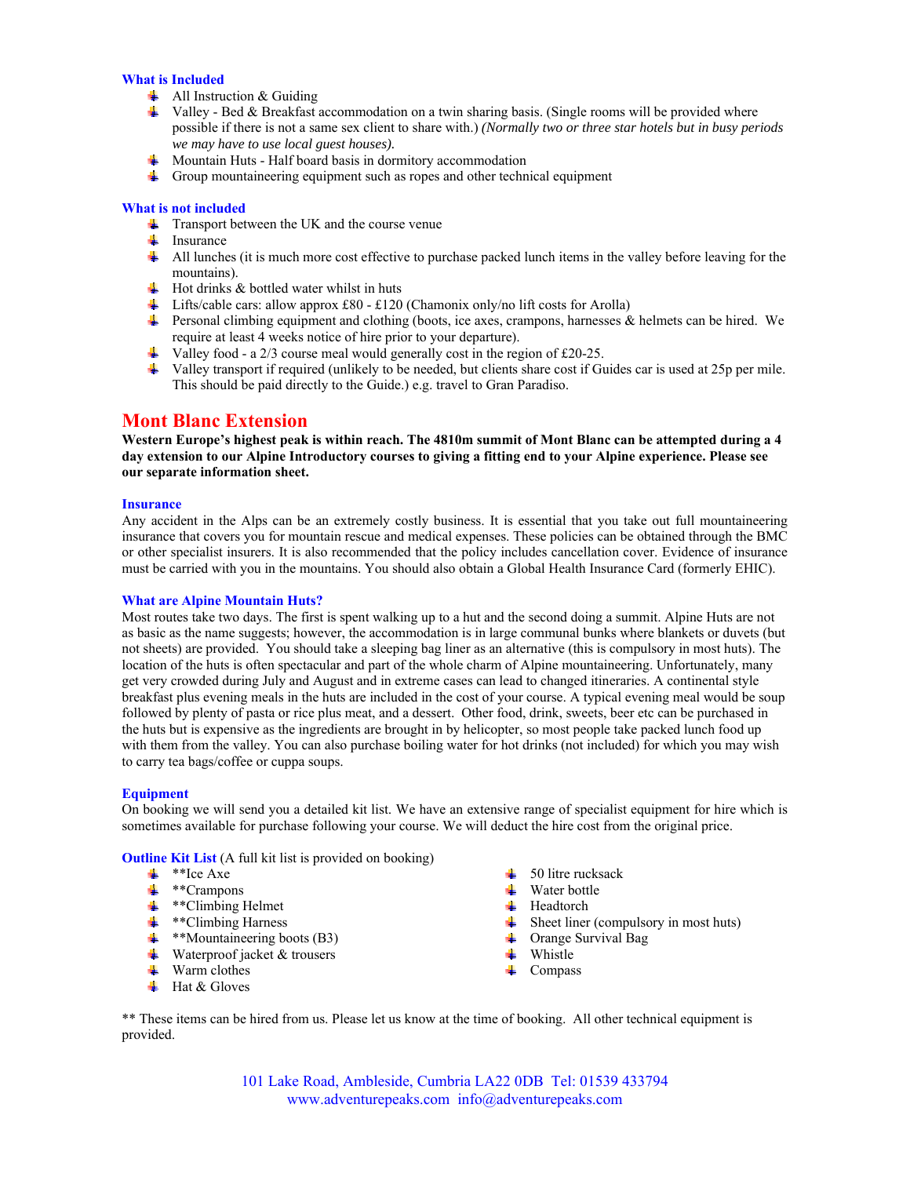### What is Included

- All Instruction & Guiding
- Valley - Bed & Breakfast accommodation on a twin sharing basis. (Single rooms will be provided where possible if there is not a same sex client to share with.) *(Normally two or three star hotels but in busy periods we may have to use local guest houses).*
- Mountain Huts - Half board basis in dormitory accommodation
- Group mountaineering equipment such as ropes and other technical equipment

### What is not included

- Transport between the UK and the course venue
- Insurance
- All lunches (it is much more cost effective to purchase packed lunch items in the valley before leaving for the mountains).
- Hot drinks & bottled water whilst in huts
- Lifts/cable cars: allow approx £80 - £120 (Chamonix only/no lift costs for Arolla)
- Personal climbing equipment and clothing (boots, ice axes, crampons, harnesses & helmets can be hired. We require at least 4 weeks notice of hire prior to your departure).
- Valley food - a 2/3 course meal would generally cost in the region of £20-25.
- Valley transport if required (unlikely to be needed, but clients share cost if Guides car is used at 25p per mile. This should be paid directly to the Guide.) e.g. travel to Gran Paradiso.

## Mont Blanc Extension

**Western Europe's highest peak is within reach. The 4810m summit of Mont Blanc can be attempted during a 4 day extension to our Alpine Introductory courses to giving a fitting end to your Alpine experience. Please see our separate information sheet.**

### Insurance

Any accident in the Alps can be an extremely costly business. It is essential that you take out full mountaineering insurance that covers you for mountain rescue and medical expenses. These policies can be obtained through the BMC or other specialist insurers. It is also recommended that the policy includes cancellation cover. Evidence of insurance must be carried with you in the mountains. You should also obtain a Global Health Insurance Card (formerly EHIC).

### What are Alpine Mountain Huts?

Most routes take two days. The first is spent walking up to a hut and the second doing a summit. Alpine Huts are not as basic as the name suggests; however, the accommodation is in large communal bunks where blankets or duvets (but not sheets) are provided. You should take a sleeping bag liner as an alternative (this is compulsory in most huts). The location of the huts is often spectacular and part of the whole charm of Alpine mountaineering. Unfortunately, many get very crowded during July and August and in extreme cases can lead to changed itineraries. A continental style breakfast plus evening meals in the huts are included in the cost of your course. A typical evening meal would be soup followed by plenty of pasta or rice plus meat, and a dessert. Other food, drink, sweets, beer etc can be purchased in the huts but is expensive as the ingredients are brought in by helicopter, so most people take packed lunch food up with them from the valley. You can also purchase boiling water for hot drinks (not included) for which you may wish to carry tea bags/coffee or cuppa soups.

### Equipment

On booking we will send you a detailed kit list. We have an extensive range of specialist equipment for hire which is sometimes available for purchase following your course. We will deduct the hire cost from the original price.

### Outline Kit List (A full kit list is provided on booking)

- **Ice Axe
- **Crampons
- **Climbing Helmet
- **Climbing Harness
- **Mountaineering boots (B3)
- Waterproof jacket & trousers
- Warm clothes
- Hat & Gloves
- 50 litre rucksack
- Water bottle
- Headtorch
- Sheet liner (compulsory in most huts)
- Orange Survival Bag
- Whistle
- Compass

** These items can be hired from us. Please let us know at the time of booking. All other technical equipment is provided.

101 Lake Road, Ambleside, Cumbria LA22 0DB Tel: 01539 433794
www.adventurepeaks.com info@adventurepeaks.com